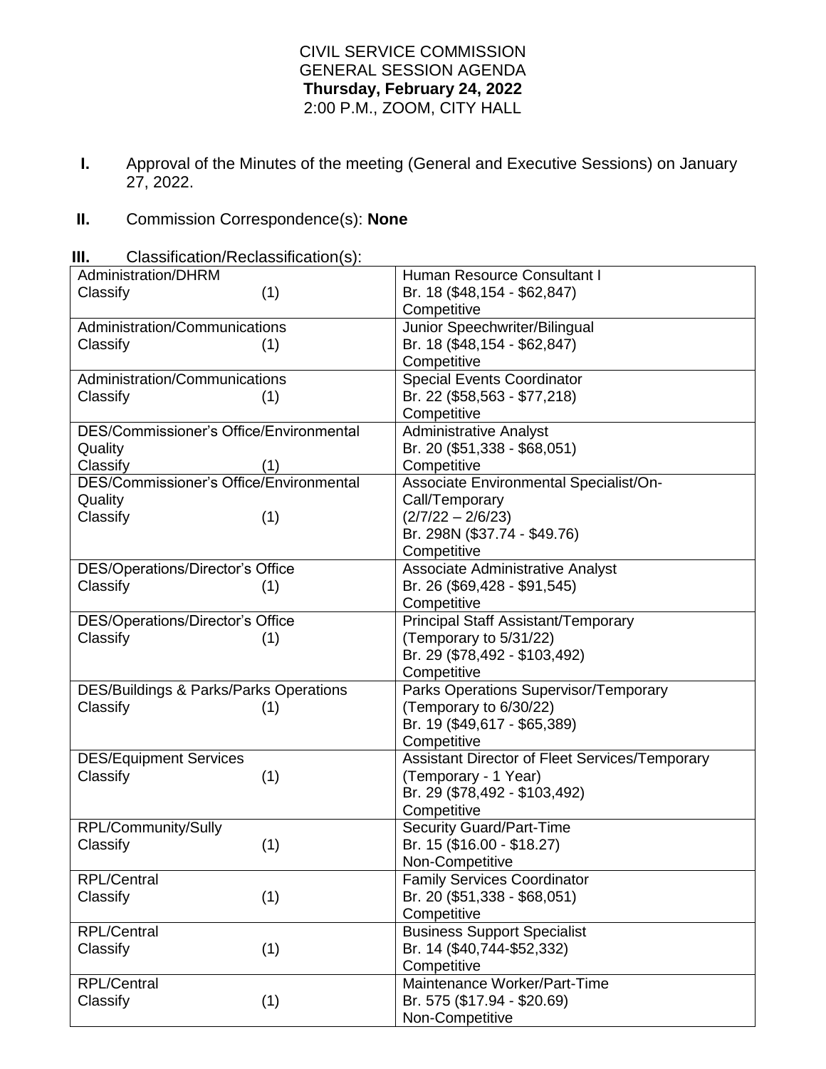# CIVIL SERVICE COMMISSION
## GENERAL SESSION AGENDA
**Thursday, February 24, 2022**
2:00 P.M., ZOOM, CITY HALL

**I.** Approval of the Minutes of the meeting (General and Executive Sessions) on January 27, 2022.

**II.** Commission Correspondence(s): **None**

**III.** Classification/Reclassification(s):

| Department / Action | Position |
|---|---|
| Administration/DHRM<br>Classify (1) | Human Resource Consultant I<br>Br. 18 ($48,154 - $62,847)<br>Competitive |
| Administration/Communications<br>Classify (1) | Junior Speechwriter/Bilingual<br>Br. 18 ($48,154 - $62,847)<br>Competitive |
| Administration/Communications<br>Classify (1) | Special Events Coordinator<br>Br. 22 ($58,563 - $77,218)<br>Competitive |
| DES/Commissioner's Office/Environmental Quality<br>Classify (1) | Administrative Analyst<br>Br. 20 ($51,338 - $68,051)<br>Competitive |
| DES/Commissioner's Office/Environmental Quality<br>Classify (1) | Associate Environmental Specialist/On-Call/Temporary<br>(2/7/22 – 2/6/23)<br>Br. 298N ($37.74 - $49.76)<br>Competitive |
| DES/Operations/Director's Office<br>Classify (1) | Associate Administrative Analyst<br>Br. 26 ($69,428 - $91,545)<br>Competitive |
| DES/Operations/Director's Office<br>Classify (1) | Principal Staff Assistant/Temporary<br>(Temporary to 5/31/22)<br>Br. 29 ($78,492 - $103,492)<br>Competitive |
| DES/Buildings & Parks/Parks Operations<br>Classify (1) | Parks Operations Supervisor/Temporary<br>(Temporary to 6/30/22)<br>Br. 19 ($49,617 - $65,389)<br>Competitive |
| DES/Equipment Services<br>Classify (1) | Assistant Director of Fleet Services/Temporary<br>(Temporary - 1 Year)<br>Br. 29 ($78,492 - $103,492)<br>Competitive |
| RPL/Community/Sully<br>Classify (1) | Security Guard/Part-Time<br>Br. 15 ($16.00 - $18.27)<br>Non-Competitive |
| RPL/Central<br>Classify (1) | Family Services Coordinator<br>Br. 20 ($51,338 - $68,051)<br>Competitive |
| RPL/Central<br>Classify (1) | Business Support Specialist<br>Br. 14 ($40,744-$52,332)<br>Competitive |
| RPL/Central<br>Classify (1) | Maintenance Worker/Part-Time<br>Br. 575 ($17.94 - $20.69)<br>Non-Competitive |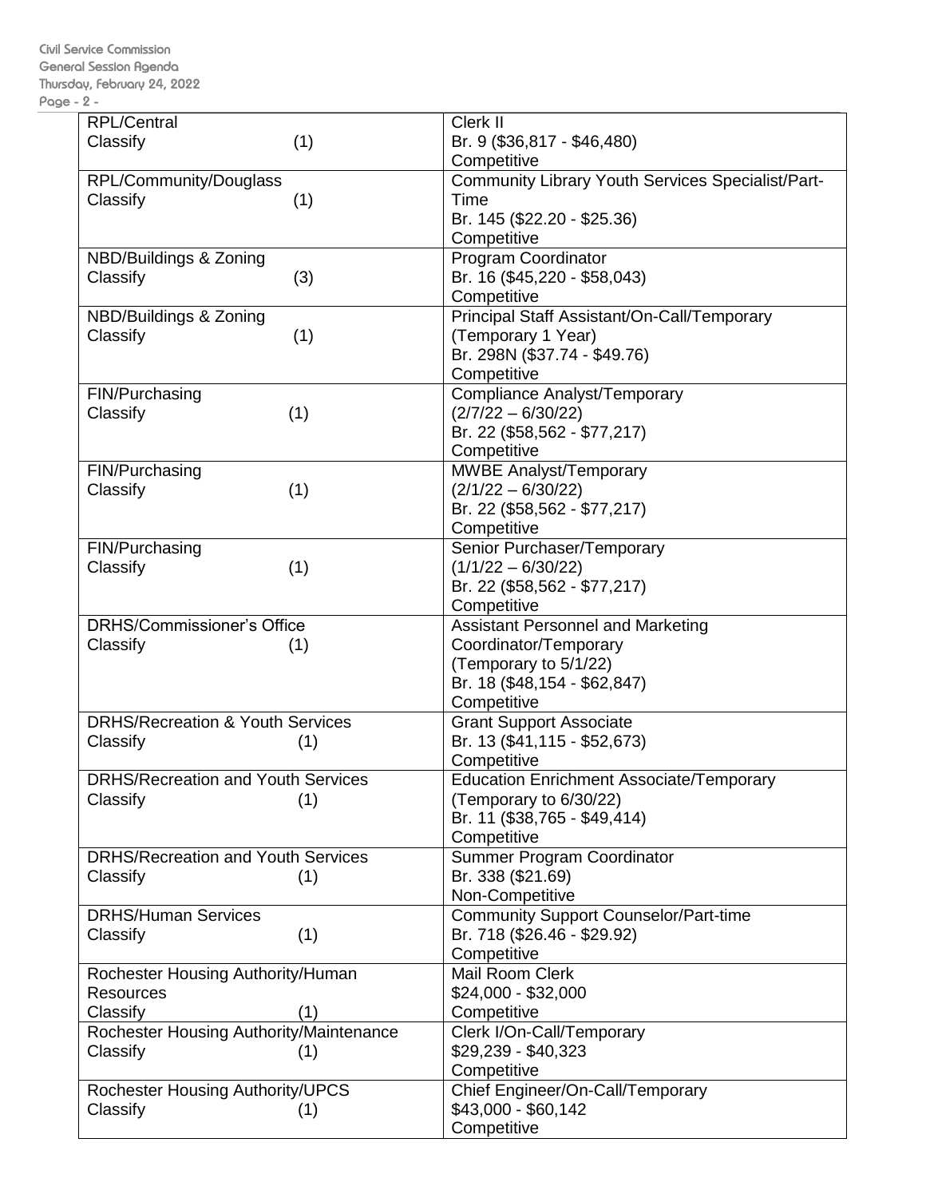| | |
|---|---|
| RPL/Central<br>Classify (1) | Clerk II<br>Br. 9 ($36,817 - $46,480)<br>Competitive |
| RPL/Community/Douglass<br>Classify (1) | Community Library Youth Services Specialist/Part-Time<br>Br. 145 ($22.20 - $25.36)<br>Competitive |
| NBD/Buildings & Zoning<br>Classify (3) | Program Coordinator<br>Br. 16 ($45,220 - $58,043)<br>Competitive |
| NBD/Buildings & Zoning<br>Classify (1) | Principal Staff Assistant/On-Call/Temporary<br>(Temporary 1 Year)<br>Br. 298N ($37.74 - $49.76)<br>Competitive |
| FIN/Purchasing<br>Classify (1) | Compliance Analyst/Temporary<br>(2/7/22 – 6/30/22)<br>Br. 22 ($58,562 - $77,217)<br>Competitive |
| FIN/Purchasing<br>Classify (1) | MWBE Analyst/Temporary<br>(2/1/22 – 6/30/22)<br>Br. 22 ($58,562 - $77,217)<br>Competitive |
| FIN/Purchasing<br>Classify (1) | Senior Purchaser/Temporary<br>(1/1/22 – 6/30/22)<br>Br. 22 ($58,562 - $77,217)<br>Competitive |
| DRHS/Commissioner's Office<br>Classify (1) | Assistant Personnel and Marketing Coordinator/Temporary<br>(Temporary to 5/1/22)<br>Br. 18 ($48,154 - $62,847)<br>Competitive |
| DRHS/Recreation & Youth Services<br>Classify (1) | Grant Support Associate<br>Br. 13 ($41,115 - $52,673)<br>Competitive |
| DRHS/Recreation and Youth Services<br>Classify (1) | Education Enrichment Associate/Temporary<br>(Temporary to 6/30/22)<br>Br. 11 ($38,765 - $49,414)<br>Competitive |
| DRHS/Recreation and Youth Services<br>Classify (1) | Summer Program Coordinator<br>Br. 338 ($21.69)<br>Non-Competitive |
| DRHS/Human Services<br>Classify (1) | Community Support Counselor/Part-time<br>Br. 718 ($26.46 - $29.92)<br>Competitive |
| Rochester Housing Authority/Human Resources<br>Classify (1) | Mail Room Clerk<br>$24,000 - $32,000<br>Competitive |
| Rochester Housing Authority/Maintenance<br>Classify (1) | Clerk I/On-Call/Temporary<br>$29,239 - $40,323<br>Competitive |
| Rochester Housing Authority/UPCS<br>Classify (1) | Chief Engineer/On-Call/Temporary<br>$43,000 - $60,142<br>Competitive |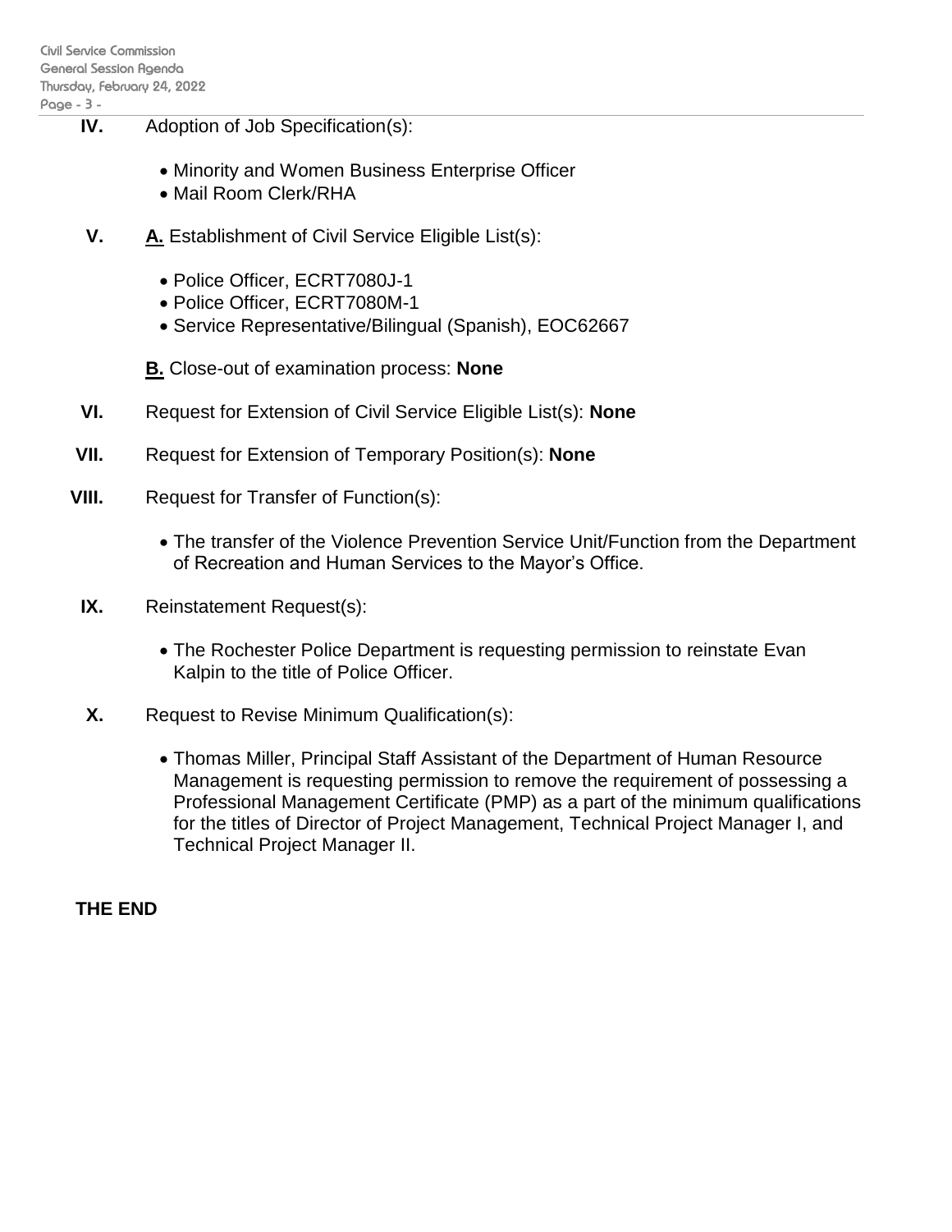**IV.** Adoption of Job Specification(s):

- Minority and Women Business Enterprise Officer
- Mail Room Clerk/RHA

**V.** **A.** Establishment of Civil Service Eligible List(s):

- Police Officer, ECRT7080J-1
- Police Officer, ECRT7080M-1
- Service Representative/Bilingual (Spanish), EOC62667

**B.** Close-out of examination process: **None**

**VI.** Request for Extension of Civil Service Eligible List(s): **None**

**VII.** Request for Extension of Temporary Position(s): **None**

**VIII.** Request for Transfer of Function(s):

- The transfer of the Violence Prevention Service Unit/Function from the Department of Recreation and Human Services to the Mayor's Office.

**IX.** Reinstatement Request(s):

- The Rochester Police Department is requesting permission to reinstate Evan Kalpin to the title of Police Officer.

**X.** Request to Revise Minimum Qualification(s):

- Thomas Miller, Principal Staff Assistant of the Department of Human Resource Management is requesting permission to remove the requirement of possessing a Professional Management Certificate (PMP) as a part of the minimum qualifications for the titles of Director of Project Management, Technical Project Manager I, and Technical Project Manager II.

**THE END**